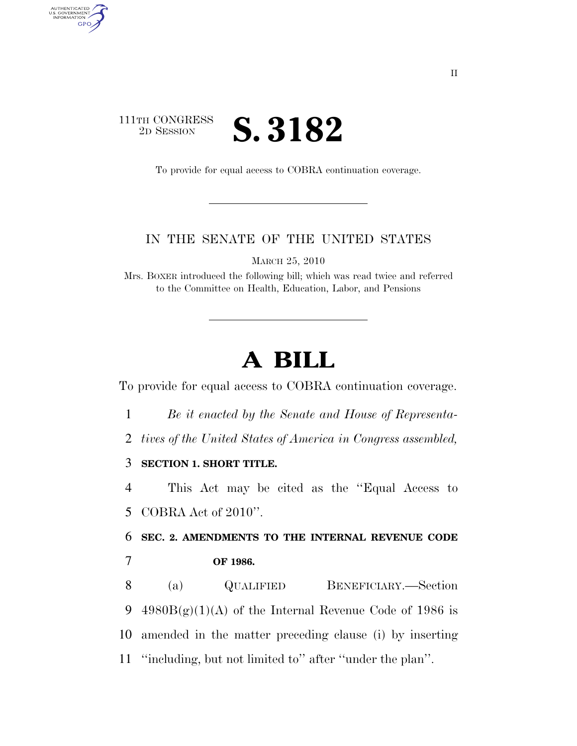111TH CONGRESS
2D SESSION

# S. 3182

To provide for equal access to COBRA continuation coverage.

IN THE SENATE OF THE UNITED STATES

MARCH 25, 2010

Mrs. BOXER introduced the following bill; which was read twice and referred to the Committee on Health, Education, Labor, and Pensions

# A BILL

To provide for equal access to COBRA continuation coverage.

*Be it enacted by the Senate and House of Representatives of the United States of America in Congress assembled,*

**SECTION 1. SHORT TITLE.**

This Act may be cited as the "Equal Access to COBRA Act of 2010".

**SEC. 2. AMENDMENTS TO THE INTERNAL REVENUE CODE OF 1986.**

(a) QUALIFIED BENEFICIARY.—Section 4980B(g)(1)(A) of the Internal Revenue Code of 1986 is amended in the matter preceding clause (i) by inserting "including, but not limited to" after "under the plan".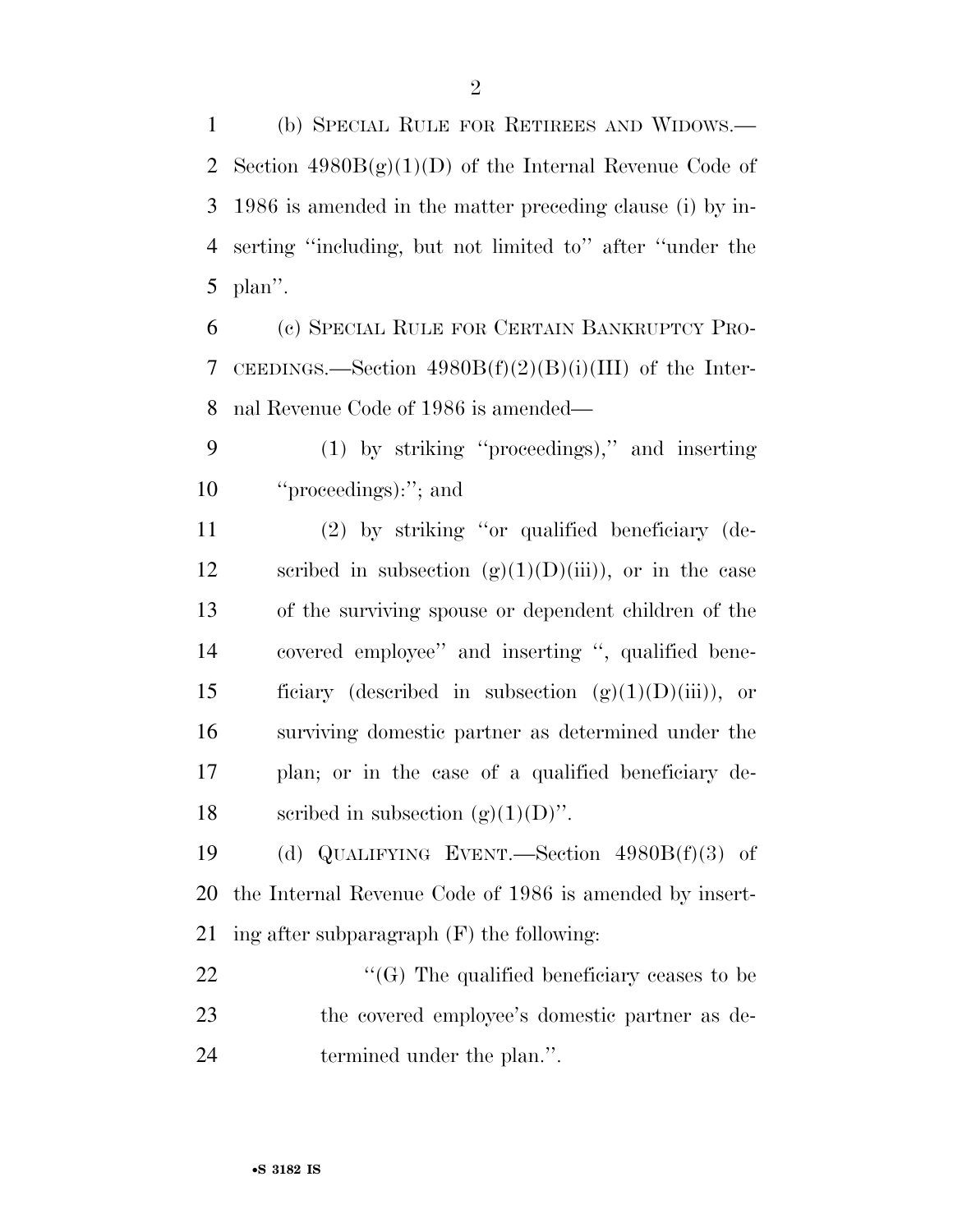(b) SPECIAL RULE FOR RETIREES AND WIDOWS.—Section 4980B(g)(1)(D) of the Internal Revenue Code of 1986 is amended in the matter preceding clause (i) by inserting ''including, but not limited to'' after ''under the plan''.

(c) SPECIAL RULE FOR CERTAIN BANKRUPTCY PROCEEDINGS.—Section 4980B(f)(2)(B)(i)(III) of the Internal Revenue Code of 1986 is amended—

(1) by striking ''proceedings),'' and inserting ''proceedings):''; and

(2) by striking ''or qualified beneficiary (described in subsection (g)(1)(D)(iii)), or in the case of the surviving spouse or dependent children of the covered employee'' and inserting '', qualified beneficiary (described in subsection (g)(1)(D)(iii)), or surviving domestic partner as determined under the plan; or in the case of a qualified beneficiary described in subsection (g)(1)(D)''.

(d) QUALIFYING EVENT.—Section 4980B(f)(3) of the Internal Revenue Code of 1986 is amended by inserting after subparagraph (F) the following:

''(G) The qualified beneficiary ceases to be the covered employee's domestic partner as determined under the plan.''.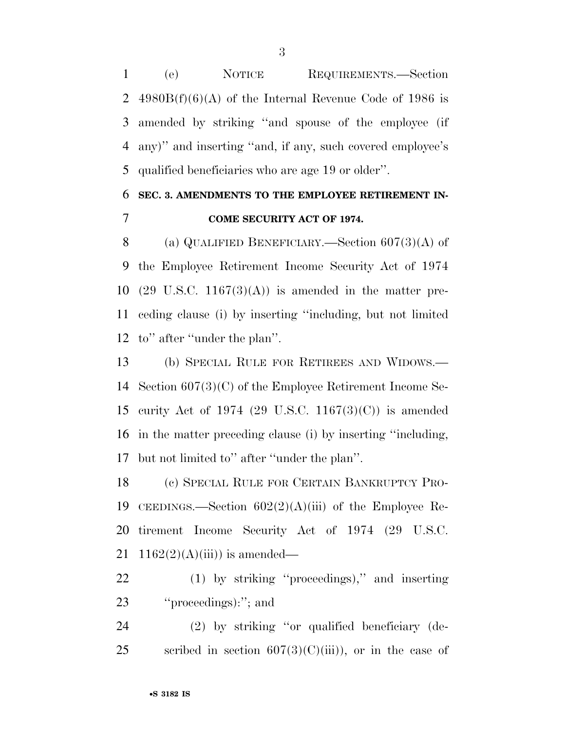(e) NOTICE REQUIREMENTS.—Section 4980B(f)(6)(A) of the Internal Revenue Code of 1986 is amended by striking ''and spouse of the employee (if any)'' and inserting ''and, if any, such covered employee's qualified beneficiaries who are age 19 or older''.

**SEC. 3. AMENDMENTS TO THE EMPLOYEE RETIREMENT INCOME SECURITY ACT OF 1974.**

(a) QUALIFIED BENEFICIARY.—Section 607(3)(A) of the Employee Retirement Income Security Act of 1974 (29 U.S.C. 1167(3)(A)) is amended in the matter preceding clause (i) by inserting ''including, but not limited to'' after ''under the plan''.

(b) SPECIAL RULE FOR RETIREES AND WIDOWS.—Section 607(3)(C) of the Employee Retirement Income Security Act of 1974 (29 U.S.C. 1167(3)(C)) is amended in the matter preceding clause (i) by inserting ''including, but not limited to'' after ''under the plan''.

(c) SPECIAL RULE FOR CERTAIN BANKRUPTCY PROCEEDINGS.—Section 602(2)(A)(iii) of the Employee Retirement Income Security Act of 1974 (29 U.S.C. 1162(2)(A)(iii)) is amended—

(1) by striking ''proceedings),'' and inserting ''proceedings):''; and

(2) by striking ''or qualified beneficiary (described in section 607(3)(C)(iii)), or in the case of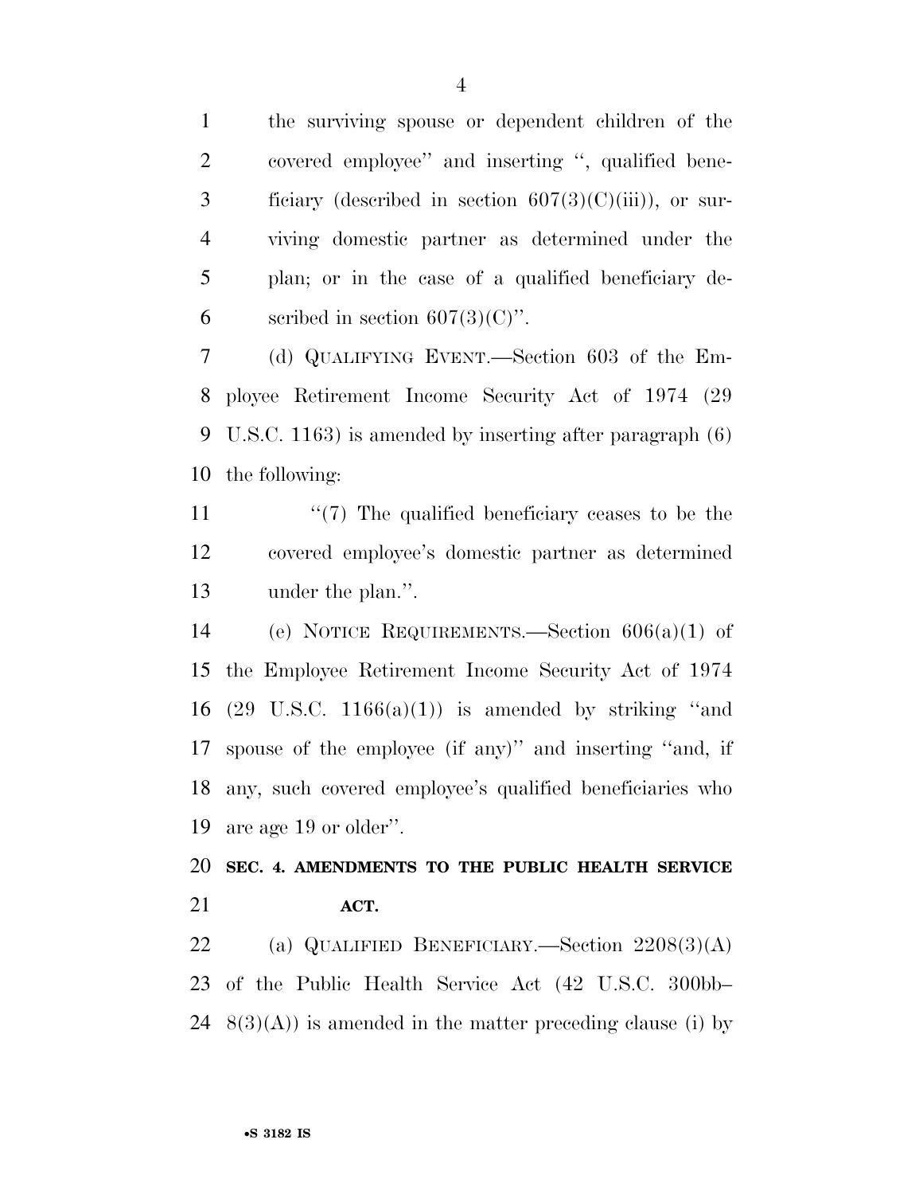the surviving spouse or dependent children of the covered employee'' and inserting '', qualified beneficiary (described in section 607(3)(C)(iii)), or surviving domestic partner as determined under the plan; or in the case of a qualified beneficiary described in section 607(3)(C)''.

(d) QUALIFYING EVENT.—Section 603 of the Employee Retirement Income Security Act of 1974 (29 U.S.C. 1163) is amended by inserting after paragraph (6) the following:

''(7) The qualified beneficiary ceases to be the covered employee's domestic partner as determined under the plan.''.

(e) NOTICE REQUIREMENTS.—Section 606(a)(1) of the Employee Retirement Income Security Act of 1974 (29 U.S.C. 1166(a)(1)) is amended by striking ''and spouse of the employee (if any)'' and inserting ''and, if any, such covered employee's qualified beneficiaries who are age 19 or older''.

**SEC. 4. AMENDMENTS TO THE PUBLIC HEALTH SERVICE ACT.**

(a) QUALIFIED BENEFICIARY.—Section 2208(3)(A) of the Public Health Service Act (42 U.S.C. 300bb–8(3)(A)) is amended in the matter preceding clause (i) by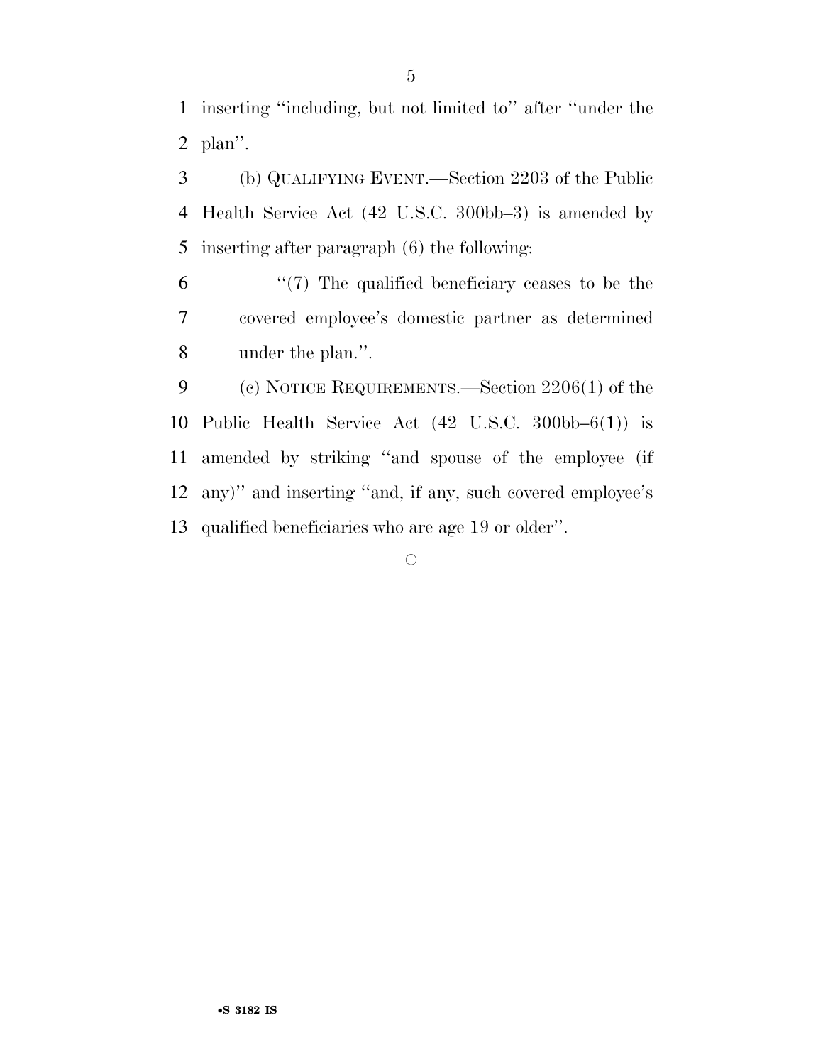inserting "including, but not limited to" after "under the plan".

(b) QUALIFYING EVENT.—Section 2203 of the Public Health Service Act (42 U.S.C. 300bb–3) is amended by inserting after paragraph (6) the following:

"(7) The qualified beneficiary ceases to be the covered employee's domestic partner as determined under the plan.".

(c) NOTICE REQUIREMENTS.—Section 2206(1) of the Public Health Service Act (42 U.S.C. 300bb–6(1)) is amended by striking "and spouse of the employee (if any)" and inserting "and, if any, such covered employee's qualified beneficiaries who are age 19 or older".

○